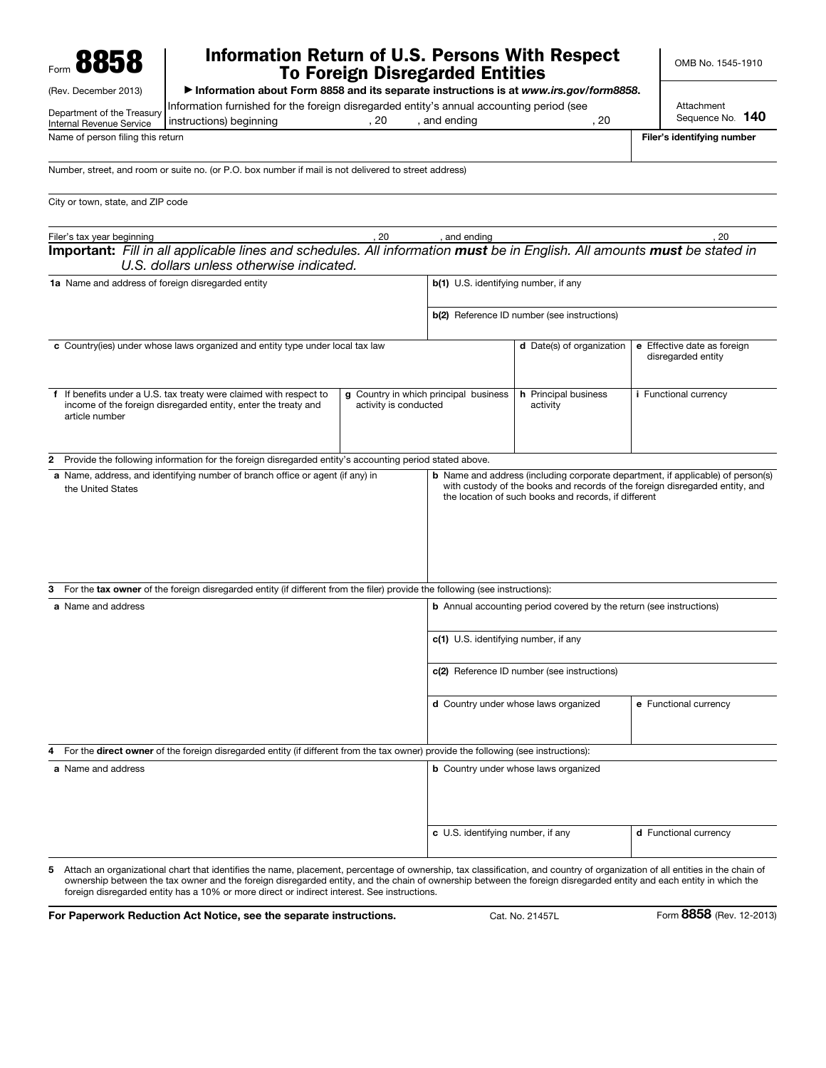Form **8858**

(Rev. December 2013)

Department of the Treasury
Internal Revenue Service

# Information Return of U.S. Persons With Respect To Foreign Disregarded Entities

▶ Information about Form 8858 and its separate instructions is at *www.irs.gov/form8858*.

Information furnished for the foreign disregarded entity's annual accounting period (see instructions) beginning , 20 , and ending , 20

OMB No. 1545-1910

Attachment Sequence No. **140**

| Name of person filing this return | Filer's identifying number |
|---|---|
| | |

Number, street, and room or suite no. (or P.O. box number if mail is not delivered to street address)

City or town, state, and ZIP code

Filer's tax year beginning , 20 , and ending , 20

**Important:** *Fill in all applicable lines and schedules. All information* ***must*** *be in English. All amounts* ***must*** *be stated in U.S. dollars unless otherwise indicated.*

| **1a** Name and address of foreign disregarded entity | | **b(1)** U.S. identifying number, if any | |
|---|---|---|---|
| | | **b(2)** Reference ID number (see instructions) | |
| **c** Country(ies) under whose laws organized and entity type under local tax law | | **d** Date(s) of organization | **e** Effective date as foreign disregarded entity |
| **f** If benefits under a U.S. tax treaty were claimed with respect to income of the foreign disregarded entity, enter the treaty and article number | **g** Country in which principal business activity is conducted | **h** Principal business activity | **i** Functional currency |

**2** Provide the following information for the foreign disregarded entity's accounting period stated above.

| **a** Name, address, and identifying number of branch office or agent (if any) in the United States | **b** Name and address (including corporate department, if applicable) of person(s) with custody of the books and records of the foreign disregarded entity, and the location of such books and records, if different |
|---|---|
| | |

**3** For the **tax owner** of the foreign disregarded entity (if different from the filer) provide the following (see instructions):

| **a** Name and address | **b** Annual accounting period covered by the return (see instructions) | |
|---|---|---|
| | **c(1)** U.S. identifying number, if any | |
| | **c(2)** Reference ID number (see instructions) | |
| | **d** Country under whose laws organized | **e** Functional currency |

**4** For the **direct owner** of the foreign disregarded entity (if different from the tax owner) provide the following (see instructions):

| **a** Name and address | **b** Country under whose laws organized | |
|---|---|---|
| | **c** U.S. identifying number, if any | **d** Functional currency |

**5** Attach an organizational chart that identifies the name, placement, percentage of ownership, tax classification, and country of organization of all entities in the chain of ownership between the tax owner and the foreign disregarded entity, and the chain of ownership between the foreign disregarded entity and each entity in which the foreign disregarded entity has a 10% or more direct or indirect interest. See instructions.

**For Paperwork Reduction Act Notice, see the separate instructions.** Cat. No. 21457L Form **8858** (Rev. 12-2013)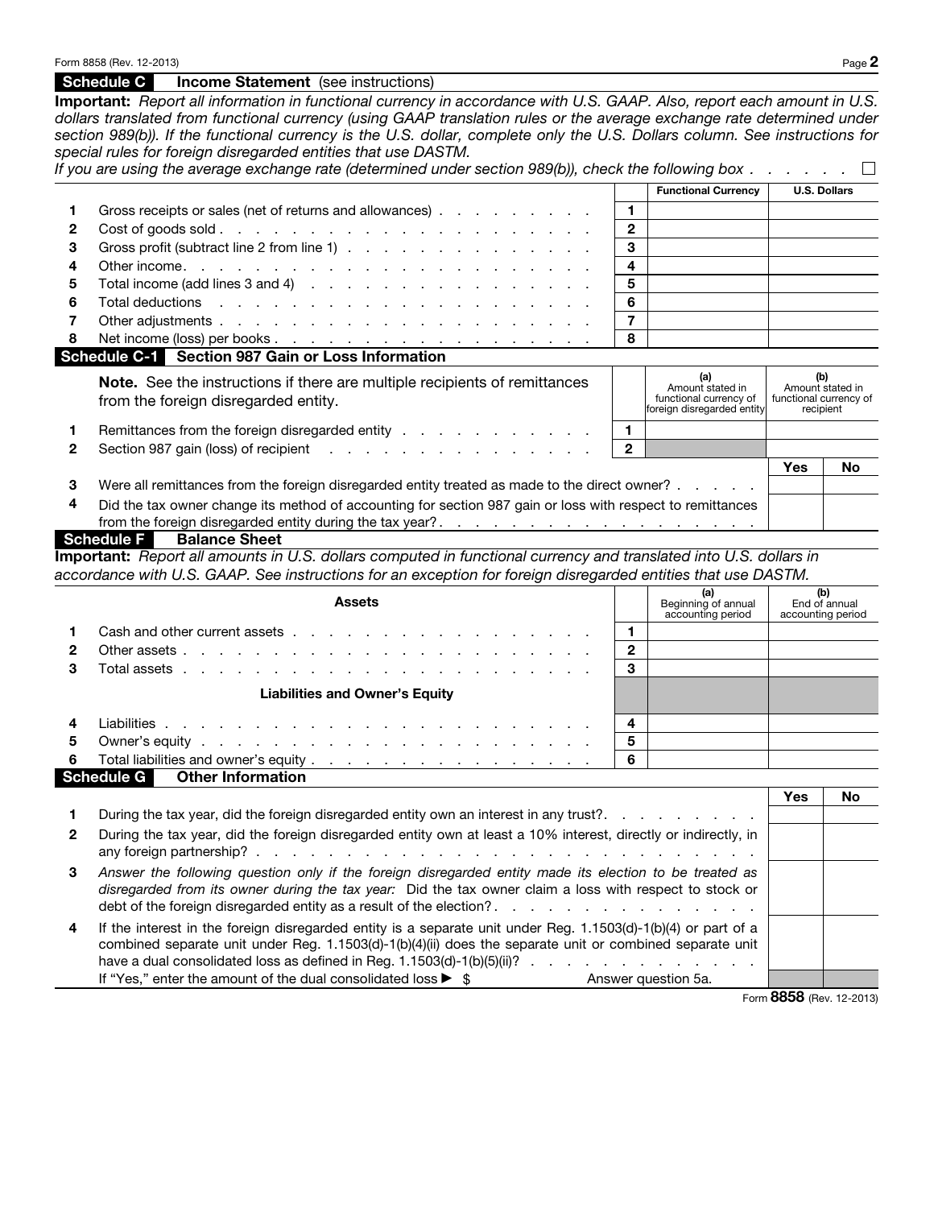## Schedule C — Income Statement (see instructions)

**Important:** *Report all information in functional currency in accordance with U.S. GAAP. Also, report each amount in U.S. dollars translated from functional currency (using GAAP translation rules or the average exchange rate determined under section 989(b)). If the functional currency is the U.S. dollar, complete only the U.S. Dollars column. See instructions for special rules for foreign disregarded entities that use DASTM.*

*If you are using the average exchange rate (determined under section 989(b)), check the following box* . . . . . . ☐

| | | | Functional Currency | U.S. Dollars |
|---|---|---|---|---|
| 1 | Gross receipts or sales (net of returns and allowances) | 1 | | |
| 2 | Cost of goods sold | 2 | | |
| 3 | Gross profit (subtract line 2 from line 1) | 3 | | |
| 4 | Other income | 4 | | |
| 5 | Total income (add lines 3 and 4) | 5 | | |
| 6 | Total deductions | 6 | | |
| 7 | Other adjustments | 7 | | |
| 8 | Net income (loss) per books | 8 | | |

## Schedule C-1 — Section 987 Gain or Loss Information

| | **Note.** See the instructions if there are multiple recipients of remittances from the foreign disregarded entity. | | (a) Amount stated in functional currency of foreign disregarded entity | (b) Amount stated in functional currency of recipient |
|---|---|---|---|---|
| 1 | Remittances from the foreign disregarded entity | 1 | | |
| 2 | Section 987 gain (loss) of recipient | 2 | | |

| | | Yes | No |
|---|---|---|---|
| 3 | Were all remittances from the foreign disregarded entity treated as made to the direct owner? | | |
| 4 | Did the tax owner change its method of accounting for section 987 gain or loss with respect to remittances from the foreign disregarded entity during the tax year? | | |

## Schedule F — Balance Sheet

**Important:** *Report all amounts in U.S. dollars computed in functional currency and translated into U.S. dollars in accordance with U.S. GAAP. See instructions for an exception for foreign disregarded entities that use DASTM.*

| | **Assets** | | (a) Beginning of annual accounting period | (b) End of annual accounting period |
|---|---|---|---|---|
| 1 | Cash and other current assets | 1 | | |
| 2 | Other assets | 2 | | |
| 3 | Total assets | 3 | | |
| | **Liabilities and Owner's Equity** | | | |
| 4 | Liabilities | 4 | | |
| 5 | Owner's equity | 5 | | |
| 6 | Total liabilities and owner's equity | 6 | | |

## Schedule G — Other Information

| | | Yes | No |
|---|---|---|---|
| 1 | During the tax year, did the foreign disregarded entity own an interest in any trust? | | |
| 2 | During the tax year, did the foreign disregarded entity own at least a 10% interest, directly or indirectly, in any foreign partnership? | | |
| 3 | *Answer the following question only if the foreign disregarded entity made its election to be treated as disregarded from its owner during the tax year:* Did the tax owner claim a loss with respect to stock or debt of the foreign disregarded entity as a result of the election? | | |
| 4 | If the interest in the foreign disregarded entity is a separate unit under Reg. 1.1503(d)-1(b)(4) or part of a combined separate unit under Reg. 1.1503(d)-1(b)(4)(ii) does the separate unit or combined separate unit have a dual consolidated loss as defined in Reg. 1.1503(d)-1(b)(5)(ii)? | | |
| | If "Yes," enter the amount of the dual consolidated loss ▶ $ &nbsp;&nbsp;&nbsp;&nbsp; Answer question 5a. | | |

Form **8858** (Rev. 12-2013)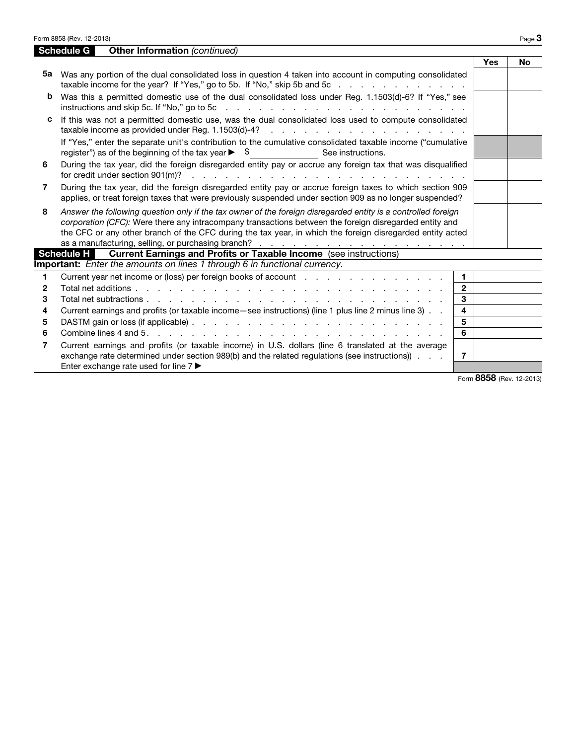## Schedule G Other Information *(continued)*

| | | Yes | No |
|---|---|---|---|
| **5a** | Was any portion of the dual consolidated loss in question 4 taken into account in computing consolidated taxable income for the year? If "Yes," go to 5b. If "No," skip 5b and 5c . . . . . . . . . . . . . | | |
| **b** | Was this a permitted domestic use of the dual consolidated loss under Reg. 1.1503(d)-6? If "Yes," see instructions and skip 5c. If "No," go to 5c . . . . . . . . . . . . . . . . . . . . . . . . | | |
| **c** | If this was not a permitted domestic use, was the dual consolidated loss used to compute consolidated taxable income as provided under Reg. 1.1503(d)-4? . . . . . . . . . . . . . . . . . . . . | | |
| | If "Yes," enter the separate unit's contribution to the cumulative consolidated taxable income ("cumulative register") as of the beginning of the tax year ▶ $ ______________ See instructions. | | |
| **6** | During the tax year, did the foreign disregarded entity pay or accrue any foreign tax that was disqualified for credit under section 901(m)? . . . . . . . . . . . . . . . . . . . . . . . . . . . | | |
| **7** | During the tax year, did the foreign disregarded entity pay or accrue foreign taxes to which section 909 applies, or treat foreign taxes that were previously suspended under section 909 as no longer suspended? | | |
| **8** | *Answer the following question only if the tax owner of the foreign disregarded entity is a controlled foreign corporation (CFC):* Were there any intracompany transactions between the foreign disregarded entity and the CFC or any other branch of the CFC during the tax year, in which the foreign disregarded entity acted as a manufacturing, selling, or purchasing branch? . . . . . . . . . . . . . . . . . . . . . | | |

## Schedule H Current Earnings and Profits or Taxable Income (see instructions)

**Important:** *Enter the amounts on lines 1 through 6 in functional currency.*

| | | | |
|---|---|---|---|
| **1** | Current year net income or (loss) per foreign books of account . . . . . . . . . . . . . . | **1** | |
| **2** | Total net additions . . . . . . . . . . . . . . . . . . . . . . . . . . . . . . . . | **2** | |
| **3** | Total net subtractions . . . . . . . . . . . . . . . . . . . . . . . . . . . . . . . | **3** | |
| **4** | Current earnings and profits (or taxable income—see instructions) (line 1 plus line 2 minus line 3) . . | **4** | |
| **5** | DASTM gain or loss (if applicable) . . . . . . . . . . . . . . . . . . . . . . . . . . | **5** | |
| **6** | Combine lines 4 and 5. . . . . . . . . . . . . . . . . . . . . . . . . . . . . . . | **6** | |
| **7** | Current earnings and profits (or taxable income) in U.S. dollars (line 6 translated at the average exchange rate determined under section 989(b) and the related regulations (see instructions)) . . . | **7** | |
| | Enter exchange rate used for line 7 ▶ | | |

Form **8858** (Rev. 12-2013)